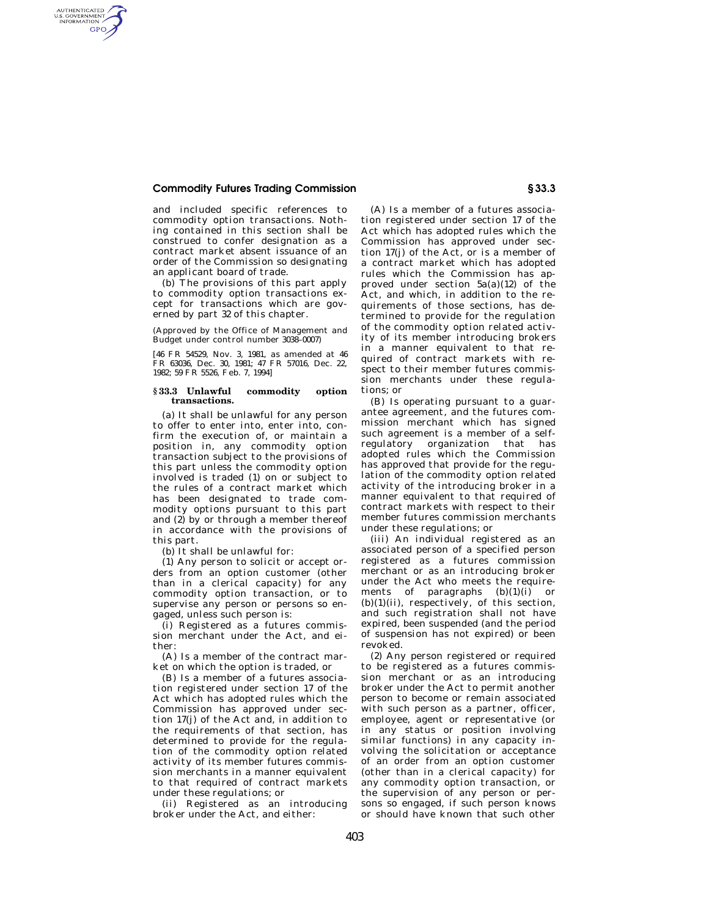and included specific references to commodity option transactions. Nothing contained in this section shall be construed to confer designation as a contract market absent issuance of an order of the Commission so designating an applicant board of trade.

(b) The provisions of this part apply to commodity option transactions except for transactions which are governed by part 32 of this chapter.

(Approved by the Office of Management and Budget under control number 3038–0007)

[46 FR 54529, Nov. 3, 1981, as amended at 46 FR 63036, Dec. 30, 1981; 47 FR 57016, Dec. 22, 1982; 59 FR 5526, Feb. 7, 1994]

### § 33.3 Unlawful commodity option transactions.

(a) It shall be unlawful for any person to offer to enter into, enter into, confirm the execution of, or maintain a position in, any commodity option transaction subject to the provisions of this part unless the commodity option involved is traded (1) on or subject to the rules of a contract market which has been designated to trade commodity options pursuant to this part and (2) by or through a member thereof in accordance with the provisions of this part.

(b) It shall be unlawful for:

(1) Any person to solicit or accept orders from an option customer (other than in a clerical capacity) for any commodity option transaction, or to supervise any person or persons so engaged, unless such person is:

(i) Registered as a futures commission merchant under the Act, and either:

(A) Is a member of the contract market on which the option is traded, or

(B) Is a member of a futures association registered under section 17 of the Act which has adopted rules which the Commission has approved under section 17(j) of the Act and, in addition to the requirements of that section, has determined to provide for the regulation of the commodity option related activity of its member futures commission merchants in a manner equivalent to that required of contract markets under these regulations; or

(ii) Registered as an introducing broker under the Act, and either:

(A) Is a member of a futures association registered under section 17 of the Act which has adopted rules which the Commission has approved under section 17(j) of the Act, or is a member of a contract market which has adopted rules which the Commission has approved under section 5a(a)(12) of the Act, and which, in addition to the requirements of those sections, has determined to provide for the regulation of the commodity option related activity of its member introducing brokers in a manner equivalent to that required of contract markets with respect to their member futures commission merchants under these regulations; or

(B) Is operating pursuant to a guarantee agreement, and the futures commission merchant which has signed such agreement is a member of a self-regulatory organization that has adopted rules which the Commission has approved that provide for the regulation of the commodity option related activity of the introducing broker in a manner equivalent to that required of contract markets with respect to their member futures commission merchants under these regulations; or

(iii) An individual registered as an associated person of a specified person registered as a futures commission merchant or as an introducing broker under the Act who meets the requirements of paragraphs (b)(1)(i) or (b)(1)(ii), respectively, of this section, and such registration shall not have expired, been suspended (and the period of suspension has not expired) or been revoked.

(2) Any person registered or required to be registered as a futures commission merchant or as an introducing broker under the Act to permit another person to become or remain associated with such person as a partner, officer, employee, agent or representative (or in any status or position involving similar functions) in any capacity involving the solicitation or acceptance of an order from an option customer (other than in a clerical capacity) for any commodity option transaction, or the supervision of any person or persons so engaged, if such person knows or should have known that such other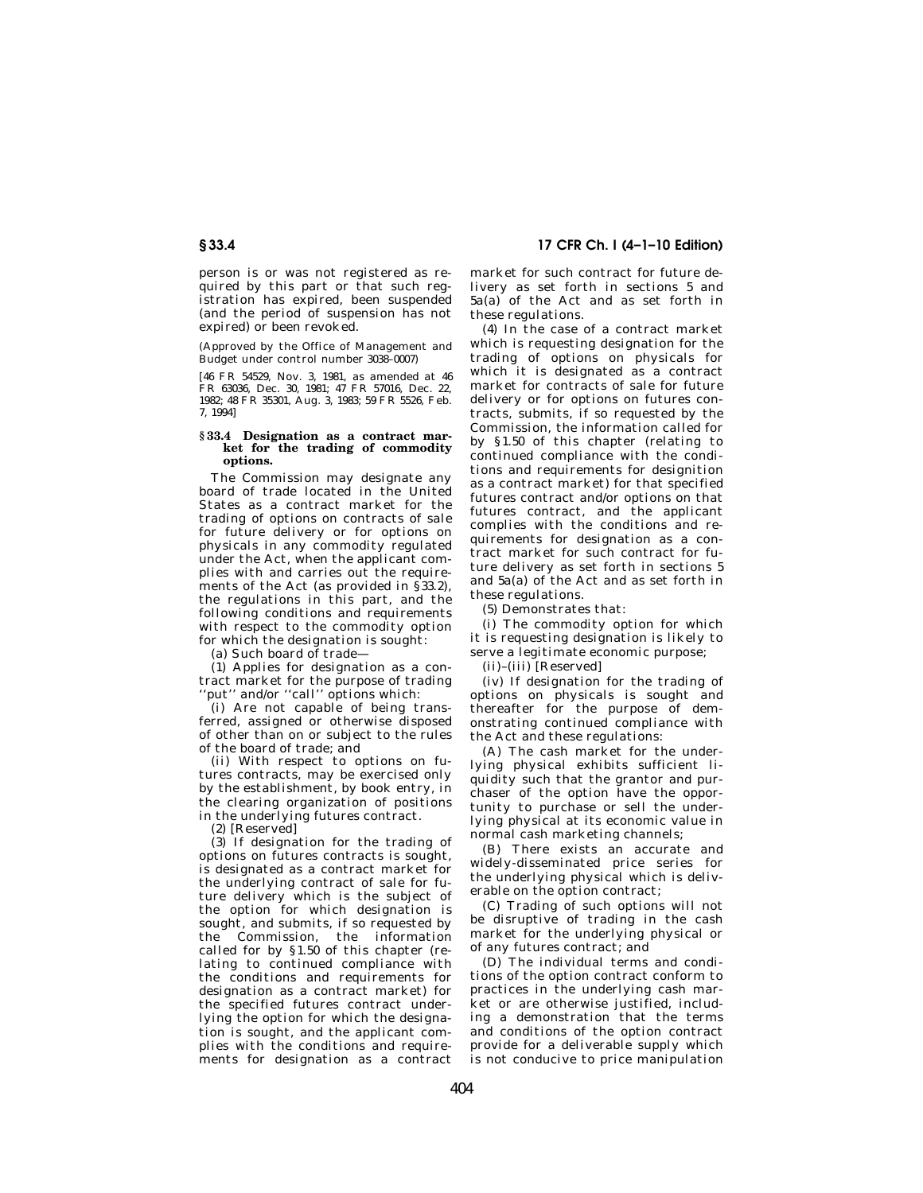person is or was not registered as required by this part or that such registration has expired, been suspended (and the period of suspension has not expired) or been revoked.

(Approved by the Office of Management and Budget under control number 3038-0007)

[46 FR 54529, Nov. 3, 1981, as amended at 46 FR 63036, Dec. 30, 1981; 47 FR 57016, Dec. 22, 1982; 48 FR 35301, Aug. 3, 1983; 59 FR 5526, Feb. 7, 1994]

### § 33.4 Designation as a contract market for the trading of commodity options.

The Commission may designate any board of trade located in the United States as a contract market for the trading of options on contracts of sale for future delivery or for options on physicals in any commodity regulated under the Act, when the applicant complies with and carries out the requirements of the Act (as provided in § 33.2), the regulations in this part, and the following conditions and requirements with respect to the commodity option for which the designation is sought:

(a) Such board of trade—

(1) Applies for designation as a contract market for the purpose of trading "put" and/or "call" options which:

(i) Are not capable of being transferred, assigned or otherwise disposed of other than on or subject to the rules of the board of trade; and

(ii) With respect to options on futures contracts, may be exercised only by the establishment, by book entry, in the clearing organization of positions in the underlying futures contract.

(2) [Reserved]

(3) If designation for the trading of options on futures contracts is sought, is designated as a contract market for the underlying contract of sale for future delivery which is the subject of the option for which designation is sought, and submits, if so requested by the Commission, the information called for by § 1.50 of this chapter (relating to continued compliance with the conditions and requirements for designation as a contract market) for the specified futures contract underlying the option for which the designation is sought, and the applicant complies with the conditions and requirements for designation as a contract market for such contract for future delivery as set forth in sections 5 and 5a(a) of the Act and as set forth in these regulations.

(4) In the case of a contract market which is requesting designation for the trading of options on physicals for which it is designated as a contract market for contracts of sale for future delivery or for options on futures contracts, submits, if so requested by the Commission, the information called for by § 1.50 of this chapter (relating to continued compliance with the conditions and requirements for designition as a contract market) for that specified futures contract and/or options on that futures contract, and the applicant complies with the conditions and requirements for designation as a contract market for such contract for future delivery as set forth in sections 5 and 5a(a) of the Act and as set forth in these regulations.

(5) Demonstrates that:

(i) The commodity option for which it is requesting designation is likely to serve a legitimate economic purpose;

(ii)–(iii) [Reserved]

(iv) If designation for the trading of options on physicals is sought and thereafter for the purpose of demonstrating continued compliance with the Act and these regulations:

(A) The cash market for the underlying physical exhibits sufficient liquidity such that the grantor and purchaser of the option have the opportunity to purchase or sell the underlying physical at its economic value in normal cash marketing channels;

(B) There exists an accurate and widely-disseminated price series for the underlying physical which is deliverable on the option contract;

(C) Trading of such options will not be disruptive of trading in the cash market for the underlying physical or of any futures contract; and

(D) The individual terms and conditions of the option contract conform to practices in the underlying cash market or are otherwise justified, including a demonstration that the terms and conditions of the option contract provide for a deliverable supply which is not conducive to price manipulation